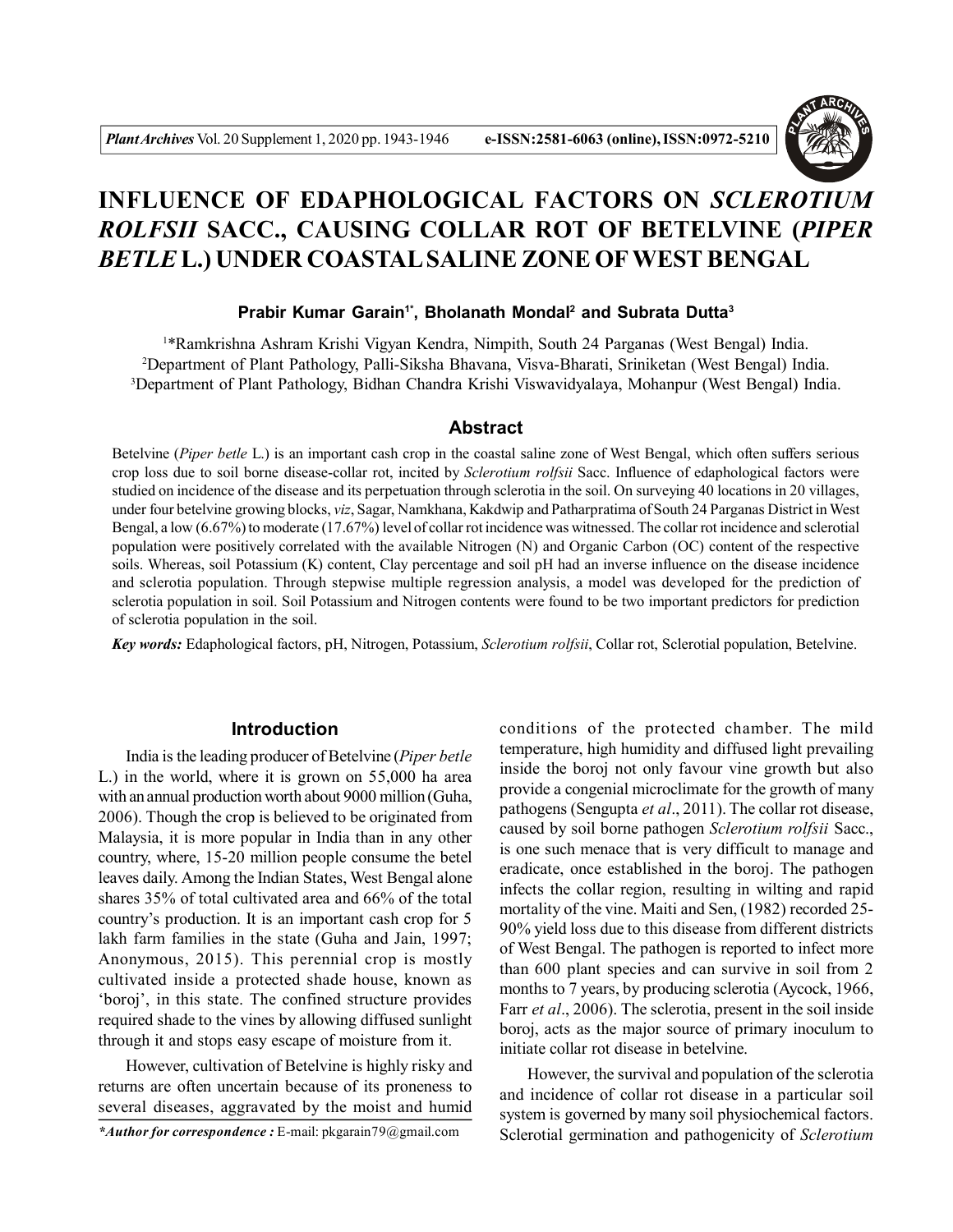# INFLUENCE OF EDAPHOLOGICAL FACTORS ON *SCLEROTIUM ROLFSII* SACC., CAUSING COLLAR ROT OF BETELVINE (*PIPER BETLE* L.) UNDER COASTAL SALINE ZONE OF WEST BENGAL

**Prabir Kumar Garain[1*], Bholanath Mondal[2] and Subrata Dutta[3]**

[1]*Ramkrishna Ashram Krishi Vigyan Kendra, Nimpith, South 24 Parganas (West Bengal) India.
[2]Department of Plant Pathology, Palli-Siksha Bhavana, Visva-Bharati, Sriniketan (West Bengal) India.
[3]Department of Plant Pathology, Bidhan Chandra Krishi Viswavidyalaya, Mohanpur (West Bengal) India.

## Abstract

Betelvine (*Piper betle* L.) is an important cash crop in the coastal saline zone of West Bengal, which often suffers serious crop loss due to soil borne disease-collar rot, incited by *Sclerotium rolfsii* Sacc. Influence of edaphological factors were studied on incidence of the disease and its perpetuation through sclerotia in the soil. On surveying 40 locations in 20 villages, under four betelvine growing blocks, *viz*, Sagar, Namkhana, Kakdwip and Patharpratima of South 24 Parganas District in West Bengal, a low (6.67%) to moderate (17.67%) level of collar rot incidence was witnessed. The collar rot incidence and sclerotial population were positively correlated with the available Nitrogen (N) and Organic Carbon (OC) content of the respective soils. Whereas, soil Potassium (K) content, Clay percentage and soil pH had an inverse influence on the disease incidence and sclerotia population. Through stepwise multiple regression analysis, a model was developed for the prediction of sclerotia population in soil. Soil Potassium and Nitrogen contents were found to be two important predictors for prediction of sclerotia population in the soil.

***Key words:*** Edaphological factors, pH, Nitrogen, Potassium, *Sclerotium rolfsii*, Collar rot, Sclerotial population, Betelvine.

## Introduction

India is the leading producer of Betelvine (*Piper betle* L.) in the world, where it is grown on 55,000 ha area with an annual production worth about 9000 million (Guha, 2006). Though the crop is believed to be originated from Malaysia, it is more popular in India than in any other country, where, 15-20 million people consume the betel leaves daily. Among the Indian States, West Bengal alone shares 35% of total cultivated area and 66% of the total country's production. It is an important cash crop for 5 lakh farm families in the state (Guha and Jain, 1997; Anonymous, 2015). This perennial crop is mostly cultivated inside a protected shade house, known as 'boroj', in this state. The confined structure provides required shade to the vines by allowing diffused sunlight through it and stops easy escape of moisture from it.

However, cultivation of Betelvine is highly risky and returns are often uncertain because of its proneness to several diseases, aggravated by the moist and humid conditions of the protected chamber. The mild temperature, high humidity and diffused light prevailing inside the boroj not only favour vine growth but also provide a congenial microclimate for the growth of many pathogens (Sengupta *et al*., 2011). The collar rot disease, caused by soil borne pathogen *Sclerotium rolfsii* Sacc., is one such menace that is very difficult to manage and eradicate, once established in the boroj. The pathogen infects the collar region, resulting in wilting and rapid mortality of the vine. Maiti and Sen, (1982) recorded 25-90% yield loss due to this disease from different districts of West Bengal. The pathogen is reported to infect more than 600 plant species and can survive in soil from 2 months to 7 years, by producing sclerotia (Aycock, 1966, Farr *et al*., 2006). The sclerotia, present in the soil inside boroj, acts as the major source of primary inoculum to initiate collar rot disease in betelvine.

However, the survival and population of the sclerotia and incidence of collar rot disease in a particular soil system is governed by many soil physiochemical factors. Sclerotial germination and pathogenicity of *Sclerotium*

***Author for correspondence :*** E-mail: pkgarain79@gmail.com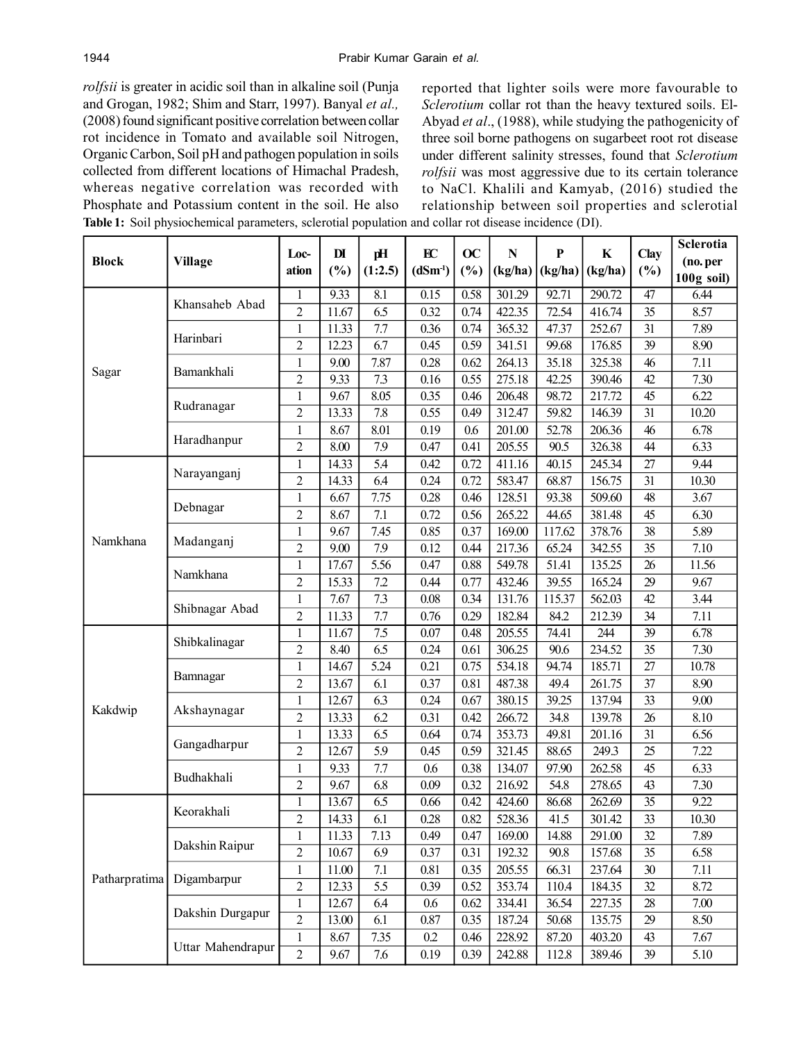*rolfsii* is greater in acidic soil than in alkaline soil (Punja and Grogan, 1982; Shim and Starr, 1997). Banyal *et al.,* (2008) found significant positive correlation between collar rot incidence in Tomato and available soil Nitrogen, Organic Carbon, Soil pH and pathogen population in soils collected from different locations of Himachal Pradesh, whereas negative correlation was recorded with Phosphate and Potassium content in the soil. He also reported that lighter soils were more favourable to *Sclerotium* collar rot than the heavy textured soils. El-Abyad *et al*., (1988), while studying the pathogenicity of three soil borne pathogens on sugarbeet root rot disease under different salinity stresses, found that *Sclerotium rolfsii* was most aggressive due to its certain tolerance to NaCl. Khalili and Kamyab, (2016) studied the relationship between soil properties and sclerotial

**Table 1:** Soil physiochemical parameters, sclerotial population and collar rot disease incidence (DI).

| Block | Village | Location | DI (%) | pH (1:2.5) | EC ($dSm^{-1}$) | OC (%) | N (kg/ha) | P (kg/ha) | K (kg/ha) | Clay (%) | Sclerotia (no. per 100g soil) |
|---|---|---|---|---|---|---|---|---|---|---|---|
| Sagar | Khansaheb Abad | 1 | 9.33 | 8.1 | 0.15 | 0.58 | 301.29 | 92.71 | 290.72 | 47 | 6.44 |
| | | 2 | 11.67 | 6.5 | 0.32 | 0.74 | 422.35 | 72.54 | 416.74 | 35 | 8.57 |
| | Harinbari | 1 | 11.33 | 7.7 | 0.36 | 0.74 | 365.32 | 47.37 | 252.67 | 31 | 7.89 |
| | | 2 | 12.23 | 6.7 | 0.45 | 0.59 | 341.51 | 99.68 | 176.85 | 39 | 8.90 |
| | Bamankhali | 1 | 9.00 | 7.87 | 0.28 | 0.62 | 264.13 | 35.18 | 325.38 | 46 | 7.11 |
| | | 2 | 9.33 | 7.3 | 0.16 | 0.55 | 275.18 | 42.25 | 390.46 | 42 | 7.30 |
| | Rudranagar | 1 | 9.67 | 8.05 | 0.35 | 0.46 | 206.48 | 98.72 | 217.72 | 45 | 6.22 |
| | | 2 | 13.33 | 7.8 | 0.55 | 0.49 | 312.47 | 59.82 | 146.39 | 31 | 10.20 |
| | Haradhanpur | 1 | 8.67 | 8.01 | 0.19 | 0.6 | 201.00 | 52.78 | 206.36 | 46 | 6.78 |
| | | 2 | 8.00 | 7.9 | 0.47 | 0.41 | 205.55 | 90.5 | 326.38 | 44 | 6.33 |
| Namkhana | Narayanganj | 1 | 14.33 | 5.4 | 0.42 | 0.72 | 411.16 | 40.15 | 245.34 | 27 | 9.44 |
| | | 2 | 14.33 | 6.4 | 0.24 | 0.72 | 583.47 | 68.87 | 156.75 | 31 | 10.30 |
| | Debnagar | 1 | 6.67 | 7.75 | 0.28 | 0.46 | 128.51 | 93.38 | 509.60 | 48 | 3.67 |
| | | 2 | 8.67 | 7.1 | 0.72 | 0.56 | 265.22 | 44.65 | 381.48 | 45 | 6.30 |
| | Madanganj | 1 | 9.67 | 7.45 | 0.85 | 0.37 | 169.00 | 117.62 | 378.76 | 38 | 5.89 |
| | | 2 | 9.00 | 7.9 | 0.12 | 0.44 | 217.36 | 65.24 | 342.55 | 35 | 7.10 |
| | Namkhana | 1 | 17.67 | 5.56 | 0.47 | 0.88 | 549.78 | 51.41 | 135.25 | 26 | 11.56 |
| | | 2 | 15.33 | 7.2 | 0.44 | 0.77 | 432.46 | 39.55 | 165.24 | 29 | 9.67 |
| | Shibnagar Abad | 1 | 7.67 | 7.3 | 0.08 | 0.34 | 131.76 | 115.37 | 562.03 | 42 | 3.44 |
| | | 2 | 11.33 | 7.7 | 0.76 | 0.29 | 182.84 | 84.2 | 212.39 | 34 | 7.11 |
| Kakdwip | Shibkalinagar | 1 | 11.67 | 7.5 | 0.07 | 0.48 | 205.55 | 74.41 | 244 | 39 | 6.78 |
| | | 2 | 8.40 | 6.5 | 0.24 | 0.61 | 306.25 | 90.6 | 234.52 | 35 | 7.30 |
| | Bamnagar | 1 | 14.67 | 5.24 | 0.21 | 0.75 | 534.18 | 94.74 | 185.71 | 27 | 10.78 |
| | | 2 | 13.67 | 6.1 | 0.37 | 0.81 | 487.38 | 49.4 | 261.75 | 37 | 8.90 |
| | Akshaynagar | 1 | 12.67 | 6.3 | 0.24 | 0.67 | 380.15 | 39.25 | 137.94 | 33 | 9.00 |
| | | 2 | 13.33 | 6.2 | 0.31 | 0.42 | 266.72 | 34.8 | 139.78 | 26 | 8.10 |
| | Gangadharpur | 1 | 13.33 | 6.5 | 0.64 | 0.74 | 353.73 | 49.81 | 201.16 | 31 | 6.56 |
| | | 2 | 12.67 | 5.9 | 0.45 | 0.59 | 321.45 | 88.65 | 249.3 | 25 | 7.22 |
| | Budhakhali | 1 | 9.33 | 7.7 | 0.6 | 0.38 | 134.07 | 97.90 | 262.58 | 45 | 6.33 |
| | | 2 | 9.67 | 6.8 | 0.09 | 0.32 | 216.92 | 54.8 | 278.65 | 43 | 7.30 |
| Patharpratima | Keorakhali | 1 | 13.67 | 6.5 | 0.66 | 0.42 | 424.60 | 86.68 | 262.69 | 35 | 9.22 |
| | | 2 | 14.33 | 6.1 | 0.28 | 0.82 | 528.36 | 41.5 | 301.42 | 33 | 10.30 |
| | Dakshin Raipur | 1 | 11.33 | 7.13 | 0.49 | 0.47 | 169.00 | 14.88 | 291.00 | 32 | 7.89 |
| | | 2 | 10.67 | 6.9 | 0.37 | 0.31 | 192.32 | 90.8 | 157.68 | 35 | 6.58 |
| | Digambarpur | 1 | 11.00 | 7.1 | 0.81 | 0.35 | 205.55 | 66.31 | 237.64 | 30 | 7.11 |
| | | 2 | 12.33 | 5.5 | 0.39 | 0.52 | 353.74 | 110.4 | 184.35 | 32 | 8.72 |
| | Dakshin Durgapur | 1 | 12.67 | 6.4 | 0.6 | 0.62 | 334.41 | 36.54 | 227.35 | 28 | 7.00 |
| | | 2 | 13.00 | 6.1 | 0.87 | 0.35 | 187.24 | 50.68 | 135.75 | 29 | 8.50 |
| | Uttar Mahendrapur | 1 | 8.67 | 7.35 | 0.2 | 0.46 | 228.92 | 87.20 | 403.20 | 43 | 7.67 |
| | | 2 | 9.67 | 7.6 | 0.19 | 0.39 | 242.88 | 112.8 | 389.46 | 39 | 5.10 |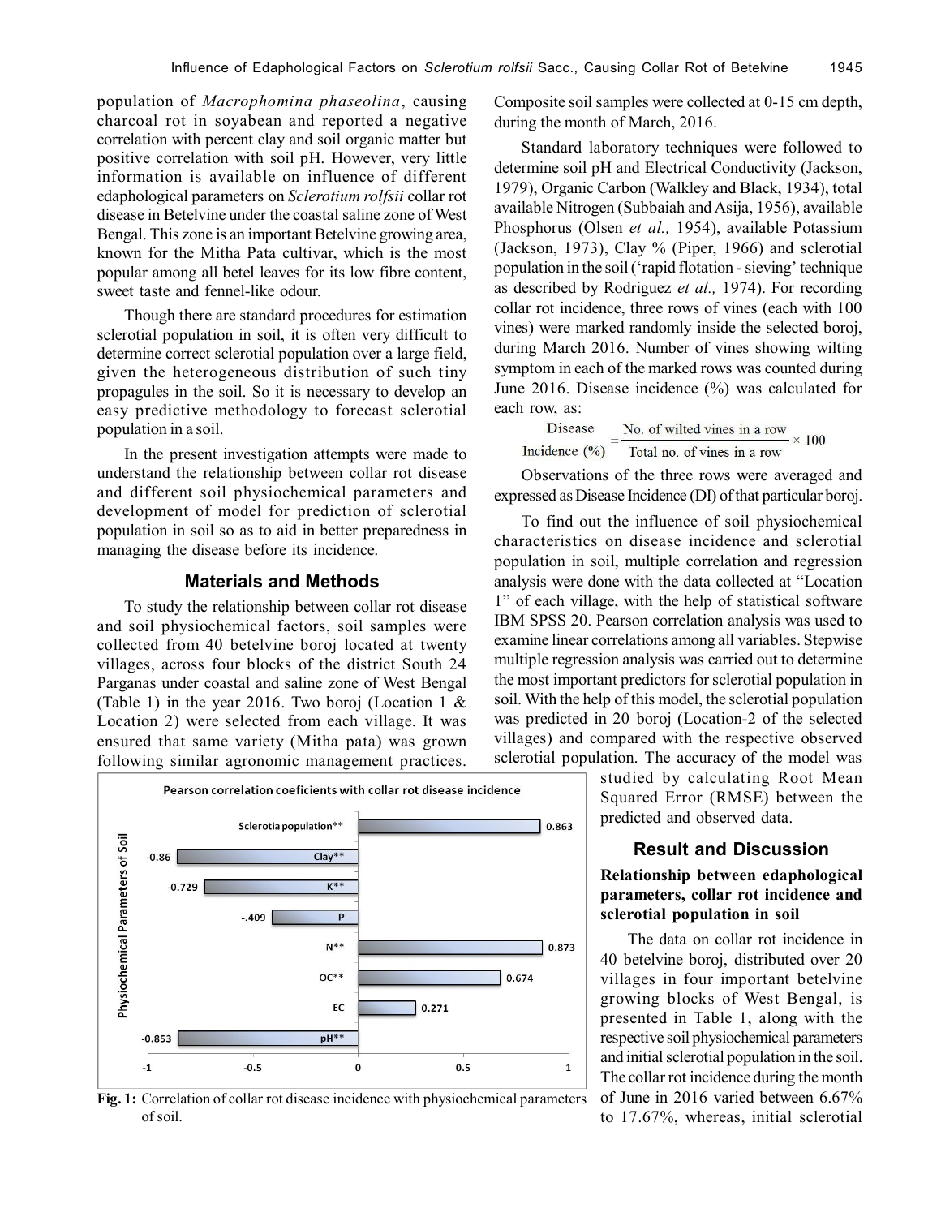population of *Macrophomina phaseolina*, causing charcoal rot in soyabean and reported a negative correlation with percent clay and soil organic matter but positive correlation with soil pH. However, very little information is available on influence of different edaphological parameters on *Sclerotium rolfsii* collar rot disease in Betelvine under the coastal saline zone of West Bengal. This zone is an important Betelvine growing area, known for the Mitha Pata cultivar, which is the most popular among all betel leaves for its low fibre content, sweet taste and fennel-like odour.

Though there are standard procedures for estimation sclerotial population in soil, it is often very difficult to determine correct sclerotial population over a large field, given the heterogeneous distribution of such tiny propagules in the soil. So it is necessary to develop an easy predictive methodology to forecast sclerotial population in a soil.

In the present investigation attempts were made to understand the relationship between collar rot disease and different soil physiochemical parameters and development of model for prediction of sclerotial population in soil so as to aid in better preparedness in managing the disease before its incidence.

## Materials and Methods

To study the relationship between collar rot disease and soil physiochemical factors, soil samples were collected from 40 betelvine boroj located at twenty villages, across four blocks of the district South 24 Parganas under coastal and saline zone of West Bengal (Table 1) in the year 2016. Two boroj (Location 1 & Location 2) were selected from each village. It was ensured that same variety (Mitha pata) was grown following similar agronomic management practices. Composite soil samples were collected at 0-15 cm depth, during the month of March, 2016.

Standard laboratory techniques were followed to determine soil pH and Electrical Conductivity (Jackson, 1979), Organic Carbon (Walkley and Black, 1934), total available Nitrogen (Subbaiah and Asija, 1956), available Phosphorus (Olsen *et al.,* 1954), available Potassium (Jackson, 1973), Clay % (Piper, 1966) and sclerotial population in the soil ('rapid flotation - sieving' technique as described by Rodriguez *et al.,* 1974). For recording collar rot incidence, three rows of vines (each with 100 vines) were marked randomly inside the selected boroj, during March 2016. Number of vines showing wilting symptom in each of the marked rows was counted during June 2016. Disease incidence (%) was calculated for each row, as:

$$\text{Disease Incidence (\%)} = \frac{\text{No. of wilted vines in a row}}{\text{Total no. of vines in a row}} \times 100$$

Observations of the three rows were averaged and expressed as Disease Incidence (DI) of that particular boroj.

To find out the influence of soil physiochemical characteristics on disease incidence and sclerotial population in soil, multiple correlation and regression analysis were done with the data collected at "Location 1" of each village, with the help of statistical software IBM SPSS 20. Pearson correlation analysis was used to examine linear correlations among all variables. Stepwise multiple regression analysis was carried out to determine the most important predictors for sclerotial population in soil. With the help of this model, the sclerotial population was predicted in 20 boroj (Location-2 of the selected villages) and compared with the respective observed sclerotial population. The accuracy of the model was studied by calculating Root Mean Squared Error (RMSE) between the predicted and observed data.

**Pearson correlation coeficients with collar rot disease incidence**

| Physiochemical Parameters of Soil | Correlation coefficient |
|---|---|
| Sclerotia population** | 0.863 |
| Clay** | -0.86 |
| K** | -0.729 |
| P | -.409 |
| N** | 0.873 |
| OC** | 0.674 |
| EC | 0.271 |
| pH** | -0.853 |

**Fig. 1:** Correlation of collar rot disease incidence with physiochemical parameters of soil.

## Result and Discussion

### Relationship between edaphological parameters, collar rot incidence and sclerotial population in soil

The data on collar rot incidence in 40 betelvine boroj, distributed over 20 villages in four important betelvine growing blocks of West Bengal, is presented in Table 1, along with the respective soil physiochemical parameters and initial sclerotial population in the soil. The collar rot incidence during the month of June in 2016 varied between 6.67% to 17.67%, whereas, initial sclerotial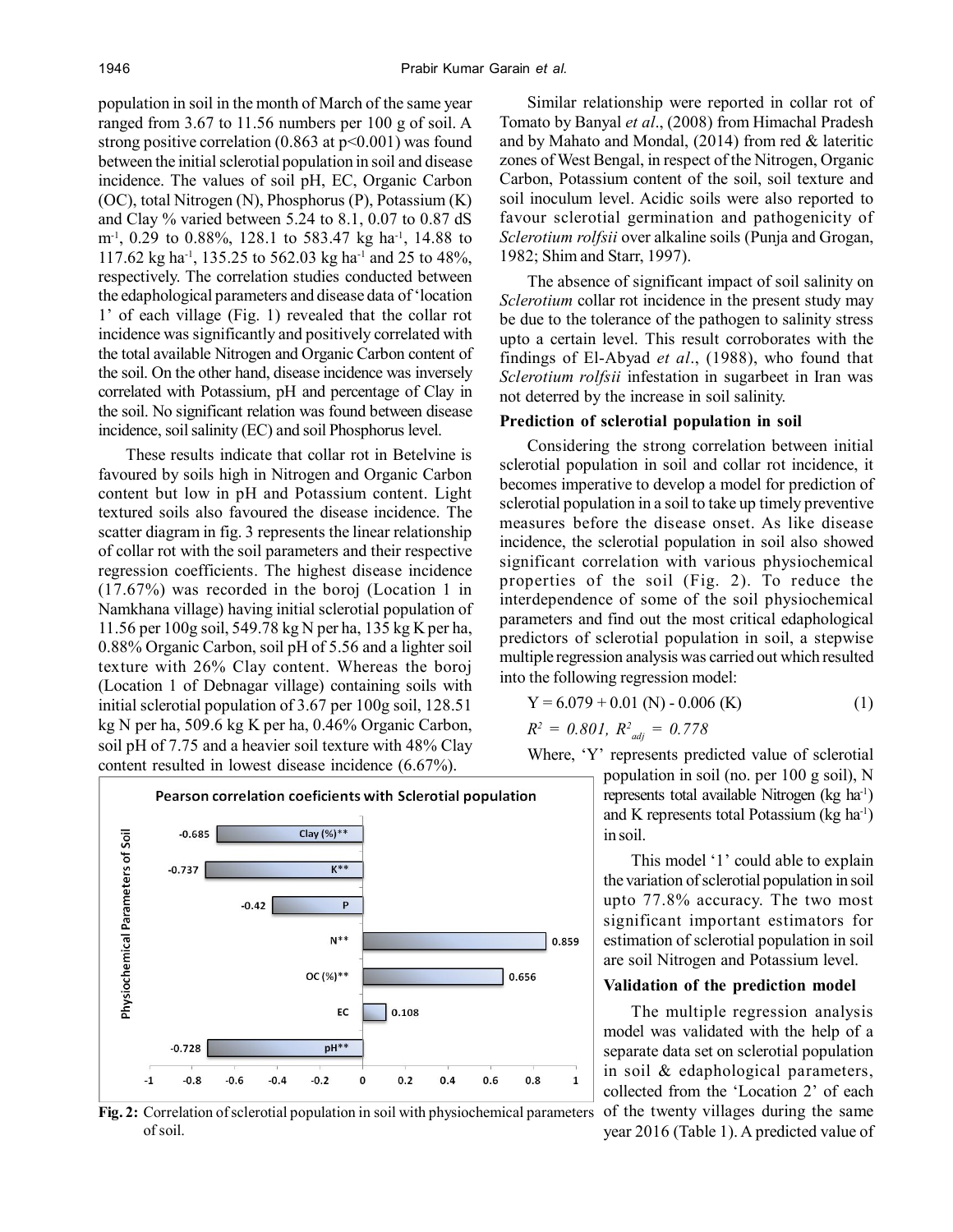population in soil in the month of March of the same year ranged from 3.67 to 11.56 numbers per 100 g of soil. A strong positive correlation (0.863 at $p<0.001$) was found between the initial sclerotial population in soil and disease incidence. The values of soil pH, EC, Organic Carbon (OC), total Nitrogen (N), Phosphorus (P), Potassium (K) and Clay % varied between 5.24 to 8.1, 0.07 to 0.87 dS $m^{-1}$, 0.29 to 0.88%, 128.1 to 583.47 kg $ha^{-1}$, 14.88 to 117.62 kg $ha^{-1}$, 135.25 to 562.03 kg $ha^{-1}$ and 25 to 48%, respectively. The correlation studies conducted between the edaphological parameters and disease data of 'location 1' of each village (Fig. 1) revealed that the collar rot incidence was significantly and positively correlated with the total available Nitrogen and Organic Carbon content of the soil. On the other hand, disease incidence was inversely correlated with Potassium, pH and percentage of Clay in the soil. No significant relation was found between disease incidence, soil salinity (EC) and soil Phosphorus level.

These results indicate that collar rot in Betelvine is favoured by soils high in Nitrogen and Organic Carbon content but low in pH and Potassium content. Light textured soils also favoured the disease incidence. The scatter diagram in fig. 3 represents the linear relationship of collar rot with the soil parameters and their respective regression coefficients. The highest disease incidence (17.67%) was recorded in the boroj (Location 1 in Namkhana village) having initial sclerotial population of 11.56 per 100g soil, 549.78 kg N per ha, 135 kg K per ha, 0.88% Organic Carbon, soil pH of 5.56 and a lighter soil texture with 26% Clay content. Whereas the boroj (Location 1 of Debnagar village) containing soils with initial sclerotial population of 3.67 per 100g soil, 128.51 kg N per ha, 509.6 kg K per ha, 0.46% Organic Carbon, soil pH of 7.75 and a heavier soil texture with 48% Clay content resulted in lowest disease incidence (6.67%).

Pearson correlation coeficients with Sclerotial population

| Physiochemical Parameters of Soil | Correlation coefficient |
|---|---|
| Clay (%)** | -0.685 |
| K** | -0.737 |
| P | -0.42 |
| N** | 0.859 |
| OC (%)** | 0.656 |
| EC | 0.108 |
| pH** | -0.728 |

**Fig. 2:** Correlation of sclerotial population in soil with physiochemical parameters of soil.

Similar relationship were reported in collar rot of Tomato by Banyal *et al*., (2008) from Himachal Pradesh and by Mahato and Mondal, (2014) from red & lateritic zones of West Bengal, in respect of the Nitrogen, Organic Carbon, Potassium content of the soil, soil texture and soil inoculum level. Acidic soils were also reported to favour sclerotial germination and pathogenicity of *Sclerotium rolfsii* over alkaline soils (Punja and Grogan, 1982; Shim and Starr, 1997).

The absence of significant impact of soil salinity on *Sclerotium* collar rot incidence in the present study may be due to the tolerance of the pathogen to salinity stress upto a certain level. This result corroborates with the findings of El-Abyad *et al*., (1988), who found that *Sclerotium rolfsii* infestation in sugarbeet in Iran was not deterred by the increase in soil salinity.

**Prediction of sclerotial population in soil**

Considering the strong correlation between initial sclerotial population in soil and collar rot incidence, it becomes imperative to develop a model for prediction of sclerotial population in a soil to take up timely preventive measures before the disease onset. As like disease incidence, the sclerotial population in soil also showed significant correlation with various physiochemical properties of the soil (Fig. 2). To reduce the interdependence of some of the soil physiochemical parameters and find out the most critical edaphological predictors of sclerotial population in soil, a stepwise multiple regression analysis was carried out which resulted into the following regression model:

$$Y = 6.079 + 0.01\,(N) - 0.006\,(K) \quad (1)$$

$$R^2 = 0.801,\ R^2_{adj} = 0.778$$

Where, 'Y' represents predicted value of sclerotial population in soil (no. per 100 g soil), N represents total available Nitrogen (kg $ha^{-1}$) and K represents total Potassium (kg $ha^{-1}$) in soil.

This model '1' could able to explain the variation of sclerotial population in soil upto 77.8% accuracy. The two most significant important estimators for estimation of sclerotial population in soil are soil Nitrogen and Potassium level.

**Validation of the prediction model**

The multiple regression analysis model was validated with the help of a separate data set on sclerotial population in soil & edaphological parameters, collected from the 'Location 2' of each of the twenty villages during the same year 2016 (Table 1). A predicted value of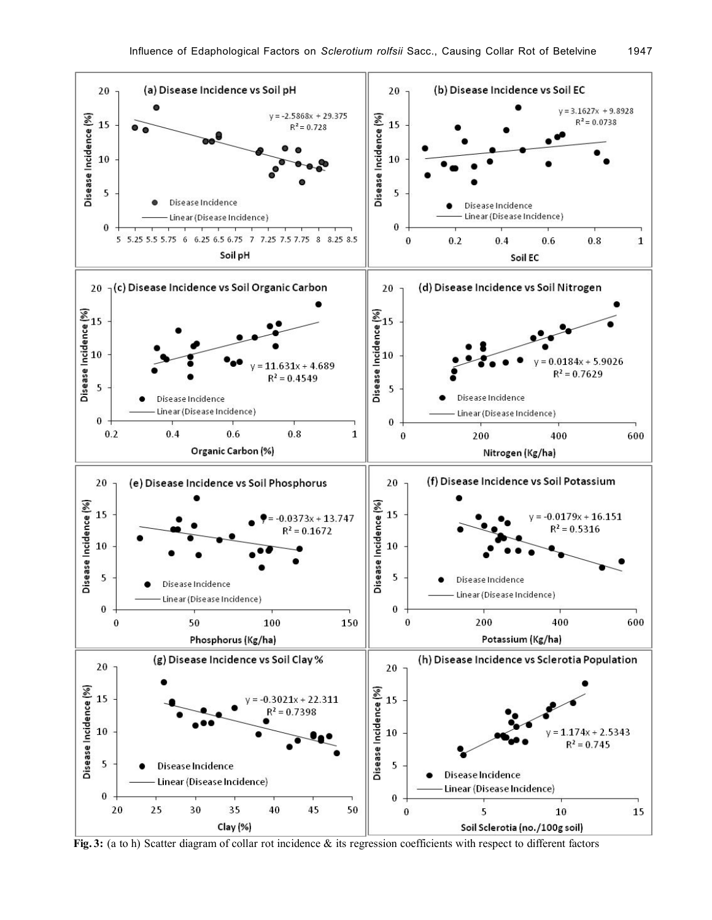**Fig. 3:** (a to h) Scatter diagram of collar rot incidence & its regression coefficients with respect to different factors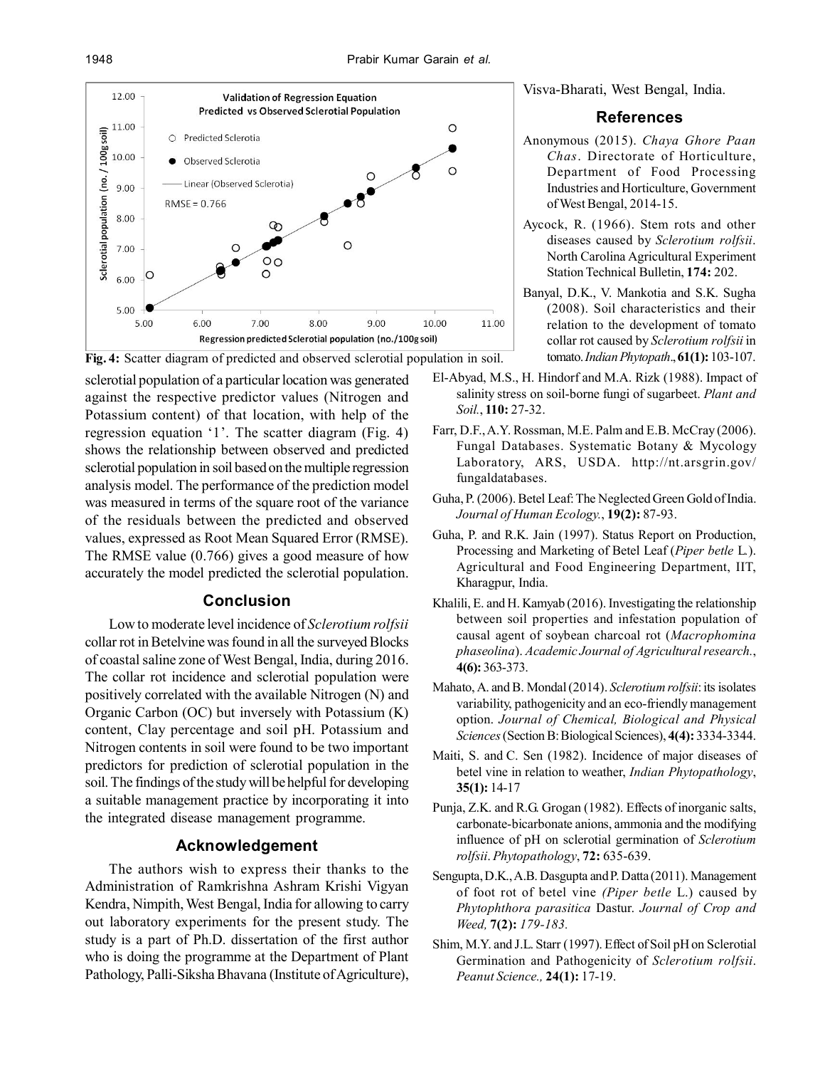Validation of Regression Equation
Predicted vs Observed Sclerotial Population

Sclerotial population (no. / 100g soil)

12.00
11.00
10.00
9.00
8.00
7.00
6.00
5.00

○ Predicted Sclerotia
● Observed Sclerotia
—— Linear (Observed Sclerotia)
RMSE = 0.766

5.00 6.00 7.00 8.00 9.00 10.00 11.00

Regression predicted Sclerotial population (no./100g soil)

**Fig. 4:** Scatter diagram of predicted and observed sclerotial population in soil.

sclerotial population of a particular location was generated against the respective predictor values (Nitrogen and Potassium content) of that location, with help of the regression equation '1'. The scatter diagram (Fig. 4) shows the relationship between observed and predicted sclerotial population in soil based on the multiple regression analysis model. The performance of the prediction model was measured in terms of the square root of the variance of the residuals between the predicted and observed values, expressed as Root Mean Squared Error (RMSE). The RMSE value (0.766) gives a good measure of how accurately the model predicted the sclerotial population.

## Conclusion

Low to moderate level incidence of *Sclerotium rolfsii* collar rot in Betelvine was found in all the surveyed Blocks of coastal saline zone of West Bengal, India, during 2016. The collar rot incidence and sclerotial population were positively correlated with the available Nitrogen (N) and Organic Carbon (OC) but inversely with Potassium (K) content, Clay percentage and soil pH. Potassium and Nitrogen contents in soil were found to be two important predictors for prediction of sclerotial population in the soil. The findings of the study will be helpful for developing a suitable management practice by incorporating it into the integrated disease management programme.

## Acknowledgement

The authors wish to express their thanks to the Administration of Ramkrishna Ashram Krishi Vigyan Kendra, Nimpith, West Bengal, India for allowing to carry out laboratory experiments for the present study. The study is a part of Ph.D. dissertation of the first author who is doing the programme at the Department of Plant Pathology, Palli-Siksha Bhavana (Institute of Agriculture), Visva-Bharati, West Bengal, India.

## References

Anonymous (2015). *Chaya Ghore Paan Chas*. Directorate of Horticulture, Department of Food Processing Industries and Horticulture, Government of West Bengal, 2014-15.

Aycock, R. (1966). Stem rots and other diseases caused by *Sclerotium rolfsii*. North Carolina Agricultural Experiment Station Technical Bulletin, **174:** 202.

Banyal, D.K., V. Mankotia and S.K. Sugha (2008). Soil characteristics and their relation to the development of tomato collar rot caused by *Sclerotium rolfsii* in tomato. *Indian Phytopath*., **61(1):** 103-107.

El-Abyad, M.S., H. Hindorf and M.A. Rizk (1988). Impact of salinity stress on soil-borne fungi of sugarbeet. *Plant and Soil.*, **110:** 27-32.

Farr, D.F., A.Y. Rossman, M.E. Palm and E.B. McCray (2006). Fungal Databases. Systematic Botany & Mycology Laboratory, ARS, USDA. http://nt.arsgrin.gov/fungaldatabases.

Guha, P. (2006). Betel Leaf: The Neglected Green Gold of India. *Journal of Human Ecology.*, **19(2):** 87-93.

Guha, P. and R.K. Jain (1997). Status Report on Production, Processing and Marketing of Betel Leaf (*Piper betle* L.). Agricultural and Food Engineering Department, IIT, Kharagpur, India.

Khalili, E. and H. Kamyab (2016). Investigating the relationship between soil properties and infestation population of causal agent of soybean charcoal rot (*Macrophomina phaseolina*). *Academic Journal of Agricultural research.*, **4(6):** 363-373.

Mahato, A. and B. Mondal (2014). *Sclerotium rolfsii*: its isolates variability, pathogenicity and an eco-friendly management option. *Journal of Chemical, Biological and Physical Sciences* (Section B: Biological Sciences), **4(4):** 3334-3344.

Maiti, S. and C. Sen (1982). Incidence of major diseases of betel vine in relation to weather, *Indian Phytopathology*, **35(1):** 14-17

Punja, Z.K. and R.G. Grogan (1982). Effects of inorganic salts, carbonate-bicarbonate anions, ammonia and the modifying influence of pH on sclerotial germination of *Sclerotium rolfsii*. *Phytopathology*, **72:** 635-639.

Sengupta, D.K., A.B. Dasgupta and P. Datta (2011). Management of foot rot of betel vine *(Piper betle* L.) caused by *Phytophthora parasitica* Dastur. *Journal of Crop and Weed,* **7(2):** *179-183.*

Shim, M.Y. and J.L. Starr (1997). Effect of Soil pH on Sclerotial Germination and Pathogenicity of *Sclerotium rolfsii*. *Peanut Science.,* **24(1):** 17-19.